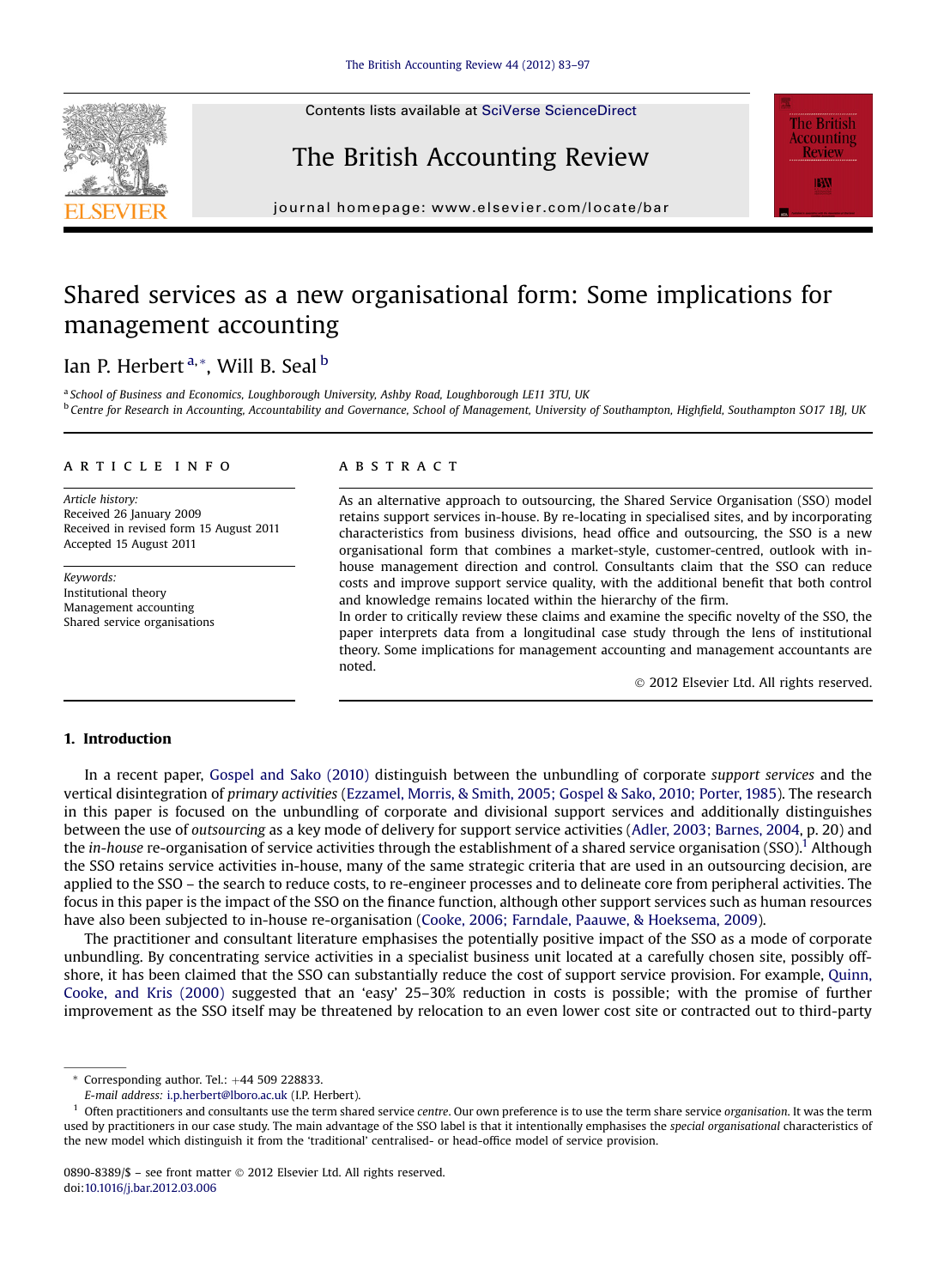# Shared services as a new organisational form: Some implications for management accounting

Ian P. Herbert [a,*], Will B. Seal [b]

[a] School of Business and Economics, Loughborough University, Ashby Road, Loughborough LE11 3TU, UK
[b] Centre for Research in Accounting, Accountability and Governance, School of Management, University of Southampton, Highfield, Southampton SO17 1BJ, UK

## ARTICLE INFO

*Article history:*
Received 26 January 2009
Received in revised form 15 August 2011
Accepted 15 August 2011

*Keywords:*
Institutional theory
Management accounting
Shared service organisations

## ABSTRACT

As an alternative approach to outsourcing, the Shared Service Organisation (SSO) model retains support services in-house. By re-locating in specialised sites, and by incorporating characteristics from business divisions, head office and outsourcing, the SSO is a new organisational form that combines a market-style, customer-centred, outlook with in-house management direction and control. Consultants claim that the SSO can reduce costs and improve support service quality, with the additional benefit that both control and knowledge remains located within the hierarchy of the firm.

In order to critically review these claims and examine the specific novelty of the SSO, the paper interprets data from a longitudinal case study through the lens of institutional theory. Some implications for management accounting and management accountants are noted.

© 2012 Elsevier Ltd. All rights reserved.

## 1. Introduction

In a recent paper, Gospel and Sako (2010) distinguish between the unbundling of corporate *support services* and the vertical disintegration of *primary activities* (Ezzamel, Morris, & Smith, 2005; Gospel & Sako, 2010; Porter, 1985). The research in this paper is focused on the unbundling of corporate and divisional support services and additionally distinguishes between the use of *outsourcing* as a key mode of delivery for support service activities (Adler, 2003; Barnes, 2004, p. 20) and the *in-house* re-organisation of service activities through the establishment of a shared service organisation (SSO).[1] Although the SSO retains service activities in-house, many of the same strategic criteria that are used in an outsourcing decision, are applied to the SSO – the search to reduce costs, to re-engineer processes and to delineate core from peripheral activities. The focus in this paper is the impact of the SSO on the finance function, although other support services such as human resources have also been subjected to in-house re-organisation (Cooke, 2006; Farndale, Paauwe, & Hoeksema, 2009).

The practitioner and consultant literature emphasises the potentially positive impact of the SSO as a mode of corporate unbundling. By concentrating service activities in a specialist business unit located at a carefully chosen site, possibly off-shore, it has been claimed that the SSO can substantially reduce the cost of support service provision. For example, Quinn, Cooke, and Kris (2000) suggested that an 'easy' 25–30% reduction in costs is possible; with the promise of further improvement as the SSO itself may be threatened by relocation to an even lower cost site or contracted out to third-party

---

\* Corresponding author. Tel.: +44 509 228833.
*E-mail address:* i.p.herbert@lboro.ac.uk (I.P. Herbert).

[1] Often practitioners and consultants use the term shared service *centre*. Our own preference is to use the term share service *organisation*. It was the term used by practitioners in our case study. The main advantage of the SSO label is that it intentionally emphasises the *special organisational* characteristics of the new model which distinguish it from the 'traditional' centralised- or head-office model of service provision.

0890-8389/$ – see front matter © 2012 Elsevier Ltd. All rights reserved.
doi:10.1016/j.bar.2012.03.006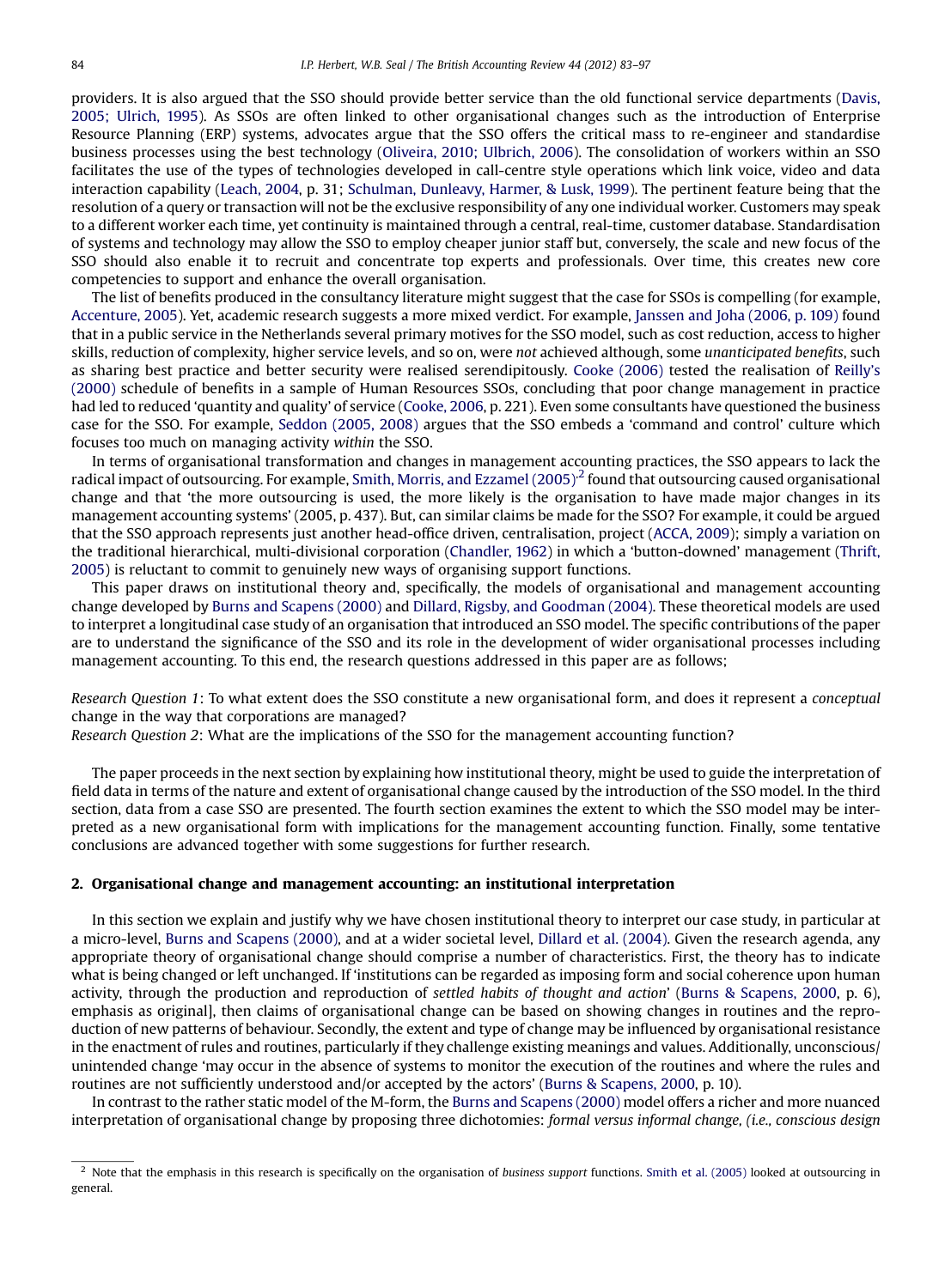providers. It is also argued that the SSO should provide better service than the old functional service departments (Davis, 2005; Ulrich, 1995). As SSOs are often linked to other organisational changes such as the introduction of Enterprise Resource Planning (ERP) systems, advocates argue that the SSO offers the critical mass to re-engineer and standardise business processes using the best technology (Oliveira, 2010; Ulbrich, 2006). The consolidation of workers within an SSO facilitates the use of the types of technologies developed in call-centre style operations which link voice, video and data interaction capability (Leach, 2004, p. 31; Schulman, Dunleavy, Harmer, & Lusk, 1999). The pertinent feature being that the resolution of a query or transaction will not be the exclusive responsibility of any one individual worker. Customers may speak to a different worker each time, yet continuity is maintained through a central, real-time, customer database. Standardisation of systems and technology may allow the SSO to employ cheaper junior staff but, conversely, the scale and new focus of the SSO should also enable it to recruit and concentrate top experts and professionals. Over time, this creates new core competencies to support and enhance the overall organisation.

The list of benefits produced in the consultancy literature might suggest that the case for SSOs is compelling (for example, Accenture, 2005). Yet, academic research suggests a more mixed verdict. For example, Janssen and Joha (2006, p. 109) found that in a public service in the Netherlands several primary motives for the SSO model, such as cost reduction, access to higher skills, reduction of complexity, higher service levels, and so on, were *not* achieved although, some *unanticipated benefits*, such as sharing best practice and better security were realised serendipitously. Cooke (2006) tested the realisation of Reilly's (2000) schedule of benefits in a sample of Human Resources SSOs, concluding that poor change management in practice had led to reduced 'quantity and quality' of service (Cooke, 2006, p. 221). Even some consultants have questioned the business case for the SSO. For example, Seddon (2005, 2008) argues that the SSO embeds a 'command and control' culture which focuses too much on managing activity *within* the SSO.

In terms of organisational transformation and changes in management accounting practices, the SSO appears to lack the radical impact of outsourcing. For example, Smith, Morris, and Ezzamel (2005)[2] found that outsourcing caused organisational change and that 'the more outsourcing is used, the more likely is the organisation to have made major changes in its management accounting systems' (2005, p. 437). But, can similar claims be made for the SSO? For example, it could be argued that the SSO approach represents just another head-office driven, centralisation, project (ACCA, 2009); simply a variation on the traditional hierarchical, multi-divisional corporation (Chandler, 1962) in which a 'button-downed' management (Thrift, 2005) is reluctant to commit to genuinely new ways of organising support functions.

This paper draws on institutional theory and, specifically, the models of organisational and management accounting change developed by Burns and Scapens (2000) and Dillard, Rigsby, and Goodman (2004). These theoretical models are used to interpret a longitudinal case study of an organisation that introduced an SSO model. The specific contributions of the paper are to understand the significance of the SSO and its role in the development of wider organisational processes including management accounting. To this end, the research questions addressed in this paper are as follows;

*Research Question 1*: To what extent does the SSO constitute a new organisational form, and does it represent a *conceptual* change in the way that corporations are managed?
*Research Question 2*: What are the implications of the SSO for the management accounting function?

The paper proceeds in the next section by explaining how institutional theory, might be used to guide the interpretation of field data in terms of the nature and extent of organisational change caused by the introduction of the SSO model. In the third section, data from a case SSO are presented. The fourth section examines the extent to which the SSO model may be interpreted as a new organisational form with implications for the management accounting function. Finally, some tentative conclusions are advanced together with some suggestions for further research.

## 2. Organisational change and management accounting: an institutional interpretation

In this section we explain and justify why we have chosen institutional theory to interpret our case study, in particular at a micro-level, Burns and Scapens (2000), and at a wider societal level, Dillard et al. (2004). Given the research agenda, any appropriate theory of organisational change should comprise a number of characteristics. First, the theory has to indicate what is being changed or left unchanged. If 'institutions can be regarded as imposing form and social coherence upon human activity, through the production and reproduction of *settled habits of thought and action*' (Burns & Scapens, 2000, p. 6), emphasis as original], then claims of organisational change can be based on showing changes in routines and the reproduction of new patterns of behaviour. Secondly, the extent and type of change may be influenced by organisational resistance in the enactment of rules and routines, particularly if they challenge existing meanings and values. Additionally, unconscious/unintended change 'may occur in the absence of systems to monitor the execution of the routines and where the rules and routines are not sufficiently understood and/or accepted by the actors' (Burns & Scapens, 2000, p. 10).

In contrast to the rather static model of the M-form, the Burns and Scapens (2000) model offers a richer and more nuanced interpretation of organisational change by proposing three dichotomies: *formal versus informal change, (i.e., conscious design*

[2] Note that the emphasis in this research is specifically on the organisation of *business support* functions. Smith et al. (2005) looked at outsourcing in general.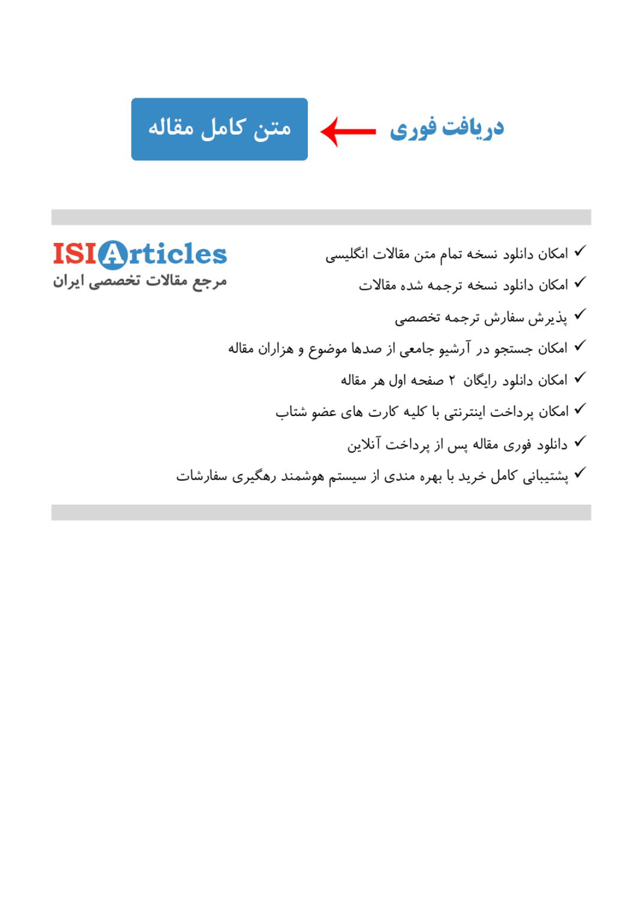دریافت فوری ← **متن کامل مقاله**

**ISIArticles**
مرجع مقالات تخصصی ایران

- ✓ امکان دانلود نسخه تمام متن مقالات انگلیسی
- ✓ امکان دانلود نسخه ترجمه شده مقالات
- ✓ پذیرش سفارش ترجمه تخصصی
- ✓ امکان جستجو در آرشیو جامعی از صدها موضوع و هزاران مقاله
- ✓ امکان دانلود رایگان ۲ صفحه اول هر مقاله
- ✓ امکان پرداخت اینترنتی با کلیه کارت های عضو شتاب
- ✓ دانلود فوری مقاله پس از پرداخت آنلاین
- ✓ پشتیبانی کامل خرید با بهره مندی از سیستم هوشمند رهگیری سفارشات